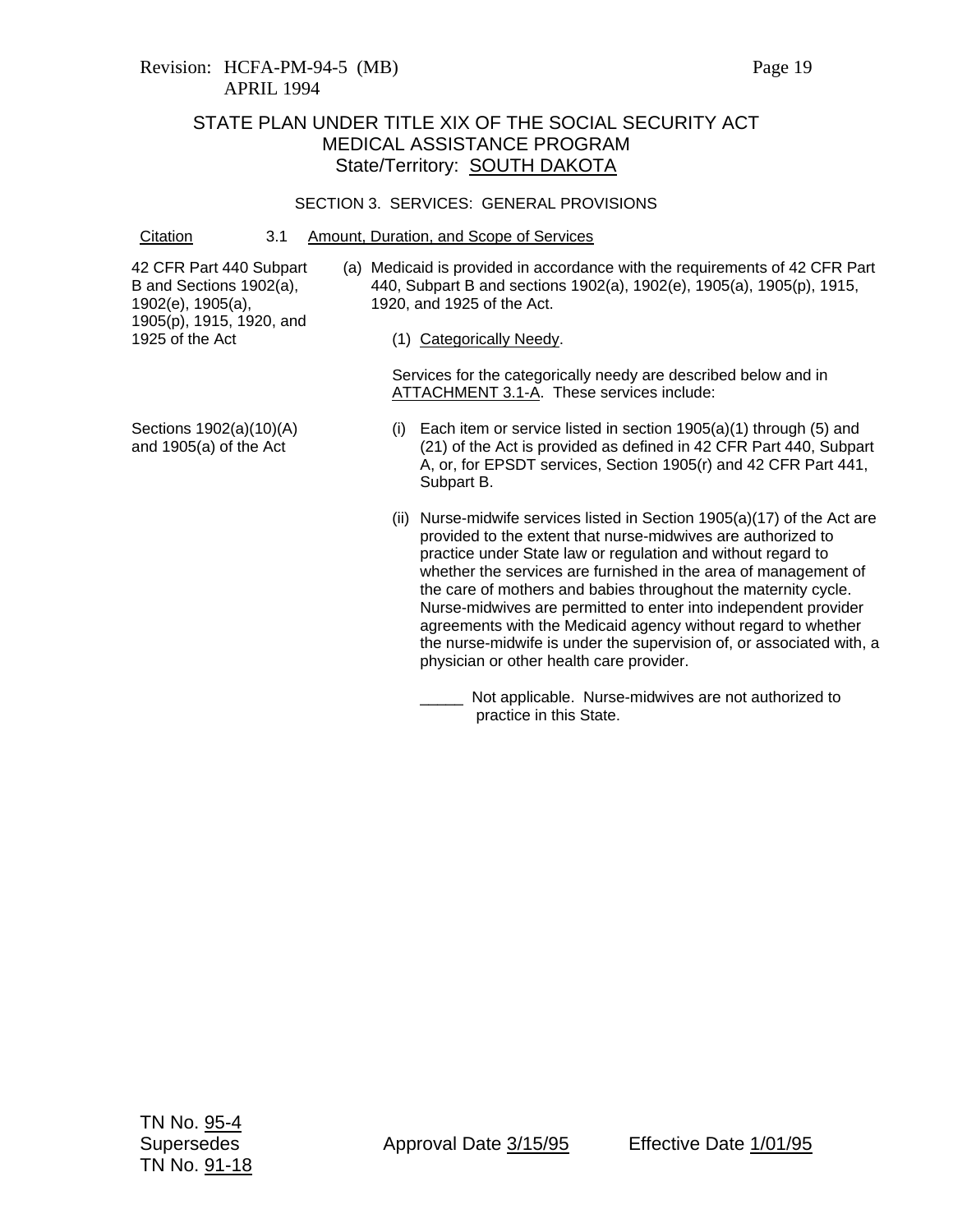Revision: HCFA-PM-94-5 (MB)
APRIL 1994

# STATE PLAN UNDER TITLE XIX OF THE SOCIAL SECURITY ACT
## MEDICAL ASSISTANCE PROGRAM
## State/Territory: SOUTH DAKOTA

### SECTION 3. SERVICES: GENERAL PROVISIONS

| Citation | 3.1 Amount, Duration, and Scope of Services |
|---|---|
| 42 CFR Part 440 Subpart B and Sections 1902(a), 1902(e), 1905(a), 1905(p), 1915, 1920, and 1925 of the Act | (a) Medicaid is provided in accordance with the requirements of 42 CFR Part 440, Subpart B and sections 1902(a), 1902(e), 1905(a), 1905(p), 1915, 1920, and 1925 of the Act. |
| | (1) Categorically Needy. |
| | Services for the categorically needy are described below and in ATTACHMENT 3.1-A. These services include: |
| Sections 1902(a)(10)(A) and 1905(a) of the Act | (i) Each item or service listed in section 1905(a)(1) through (5) and (21) of the Act is provided as defined in 42 CFR Part 440, Subpart A, or, for EPSDT services, Section 1905(r) and 42 CFR Part 441, Subpart B. |
| | (ii) Nurse-midwife services listed in Section 1905(a)(17) of the Act are provided to the extent that nurse-midwives are authorized to practice under State law or regulation and without regard to whether the services are furnished in the area of management of the care of mothers and babies throughout the maternity cycle. Nurse-midwives are permitted to enter into independent provider agreements with the Medicaid agency without regard to whether the nurse-midwife is under the supervision of, or associated with, a physician or other health care provider. |
| | _____ Not applicable. Nurse-midwives are not authorized to practice in this State. |

TN No. 95-4
Supersedes
TN No. 91-18

Approval Date 3/15/95

Effective Date 1/01/95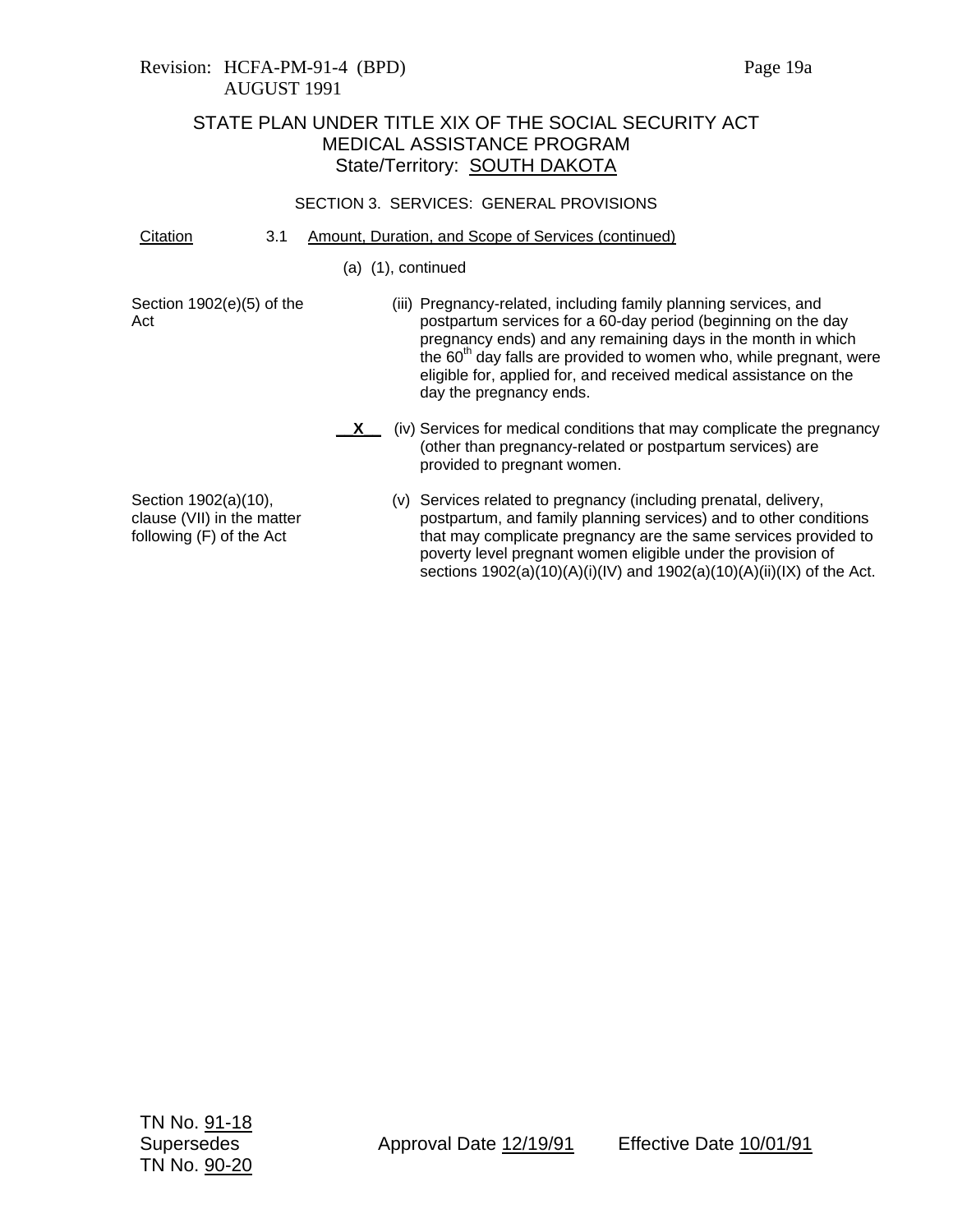Revision: HCFA-PM-91-4 (BPD)
AUGUST 1991

## STATE PLAN UNDER TITLE XIX OF THE SOCIAL SECURITY ACT
## MEDICAL ASSISTANCE PROGRAM
## State/Territory: SOUTH DAKOTA

### SECTION 3. SERVICES: GENERAL PROVISIONS

| Citation | | |
|---|---|---|
| | 3.1 | Amount, Duration, and Scope of Services (continued) |
| | | (a) (1), continued |
| Section 1902(e)(5) of the Act | | (iii) Pregnancy-related, including family planning services, and postpartum services for a 60-day period (beginning on the day pregnancy ends) and any remaining days in the month in which the 60th day falls are provided to women who, while pregnant, were eligible for, applied for, and received medical assistance on the day the pregnancy ends. |
| | **X** | (iv) Services for medical conditions that may complicate the pregnancy (other than pregnancy-related or postpartum services) are provided to pregnant women. |
| Section 1902(a)(10), clause (VII) in the matter following (F) of the Act | | (v) Services related to pregnancy (including prenatal, delivery, postpartum, and family planning services) and to other conditions that may complicate pregnancy are the same services provided to poverty level pregnant women eligible under the provision of sections 1902(a)(10)(A)(i)(IV) and 1902(a)(10)(A)(ii)(IX) of the Act. |

TN No. 91-18
Supersedes
TN No. 90-20

Approval Date 12/19/91 Effective Date 10/01/91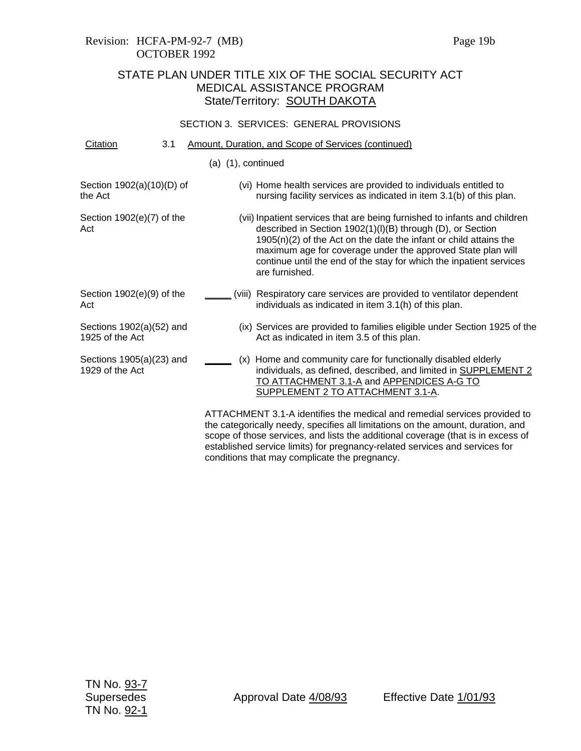Revision: HCFA-PM-92-7 (MB)
OCTOBER 1992

# STATE PLAN UNDER TITLE XIX OF THE SOCIAL SECURITY ACT
## MEDICAL ASSISTANCE PROGRAM
### State/Territory: SOUTH DAKOTA

SECTION 3. SERVICES: GENERAL PROVISIONS

| Citation | 3.1 Amount, Duration, and Scope of Services (continued) |
|---|---|
| | (a) (1), continued |
| Section 1902(a)(10)(D) of the Act | (vi) Home health services are provided to individuals entitled to nursing facility services as indicated in item 3.1(b) of this plan. |
| Section 1902(e)(7) of the Act | (vii) Inpatient services that are being furnished to infants and children described in Section 1902(1)(l)(B) through (D), or Section 1905(n)(2) of the Act on the date the infant or child attains the maximum age for coverage under the approved State plan will continue until the end of the stay for which the inpatient services are furnished. |
| Section 1902(e)(9) of the Act | _____ (viii) Respiratory care services are provided to ventilator dependent individuals as indicated in item 3.1(h) of this plan. |
| Sections 1902(a)(52) and 1925 of the Act | (ix) Services are provided to families eligible under Section 1925 of the Act as indicated in item 3.5 of this plan. |
| Sections 1905(a)(23) and 1929 of the Act | _____ (x) Home and community care for functionally disabled elderly individuals, as defined, described, and limited in SUPPLEMENT 2 TO ATTACHMENT 3.1-A and APPENDICES A-G TO SUPPLEMENT 2 TO ATTACHMENT 3.1-A. |

ATTACHMENT 3.1-A identifies the medical and remedial services provided to the categorically needy, specifies all limitations on the amount, duration, and scope of those services, and lists the additional coverage (that is in excess of established service limits) for pregnancy-related services and services for conditions that may complicate the pregnancy.

TN No. 93-7
Supersedes
TN No. 92-1

Approval Date 4/08/93 Effective Date 1/01/93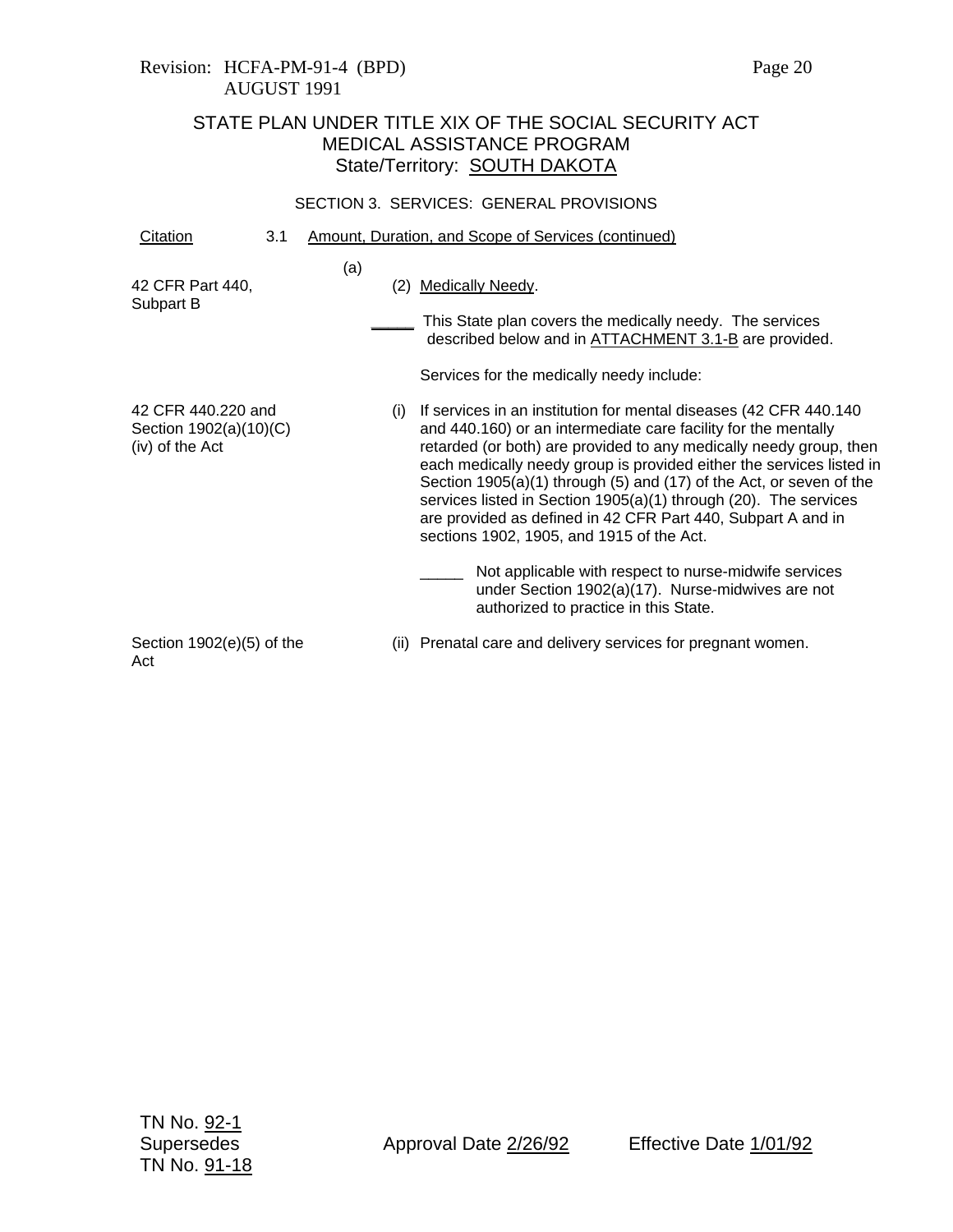Revision: HCFA-PM-91-4 (BPD)
AUGUST 1991

# STATE PLAN UNDER TITLE XIX OF THE SOCIAL SECURITY ACT
## MEDICAL ASSISTANCE PROGRAM
### State/Territory: SOUTH DAKOTA

SECTION 3. SERVICES: GENERAL PROVISIONS

| Citation | |
|---|---|
| | 3.1 Amount, Duration, and Scope of Services (continued) |
| 42 CFR Part 440, Subpart B | (a) (2) Medically Needy. |
| | _____ This State plan covers the medically needy. The services described below and in ATTACHMENT 3.1-B are provided. |
| | Services for the medically needy include: |
| 42 CFR 440.220 and Section 1902(a)(10)(C)(iv) of the Act | (i) If services in an institution for mental diseases (42 CFR 440.140 and 440.160) or an intermediate care facility for the mentally retarded (or both) are provided to any medically needy group, then each medically needy group is provided either the services listed in Section 1905(a)(1) through (5) and (17) of the Act, or seven of the services listed in Section 1905(a)(1) through (20). The services are provided as defined in 42 CFR Part 440, Subpart A and in sections 1902, 1905, and 1915 of the Act. |
| | _____ Not applicable with respect to nurse-midwife services under Section 1902(a)(17). Nurse-midwives are not authorized to practice in this State. |
| Section 1902(e)(5) of the Act | (ii) Prenatal care and delivery services for pregnant women. |

TN No. 92-1
Supersedes
TN No. 91-18

Approval Date 2/26/92

Effective Date 1/01/92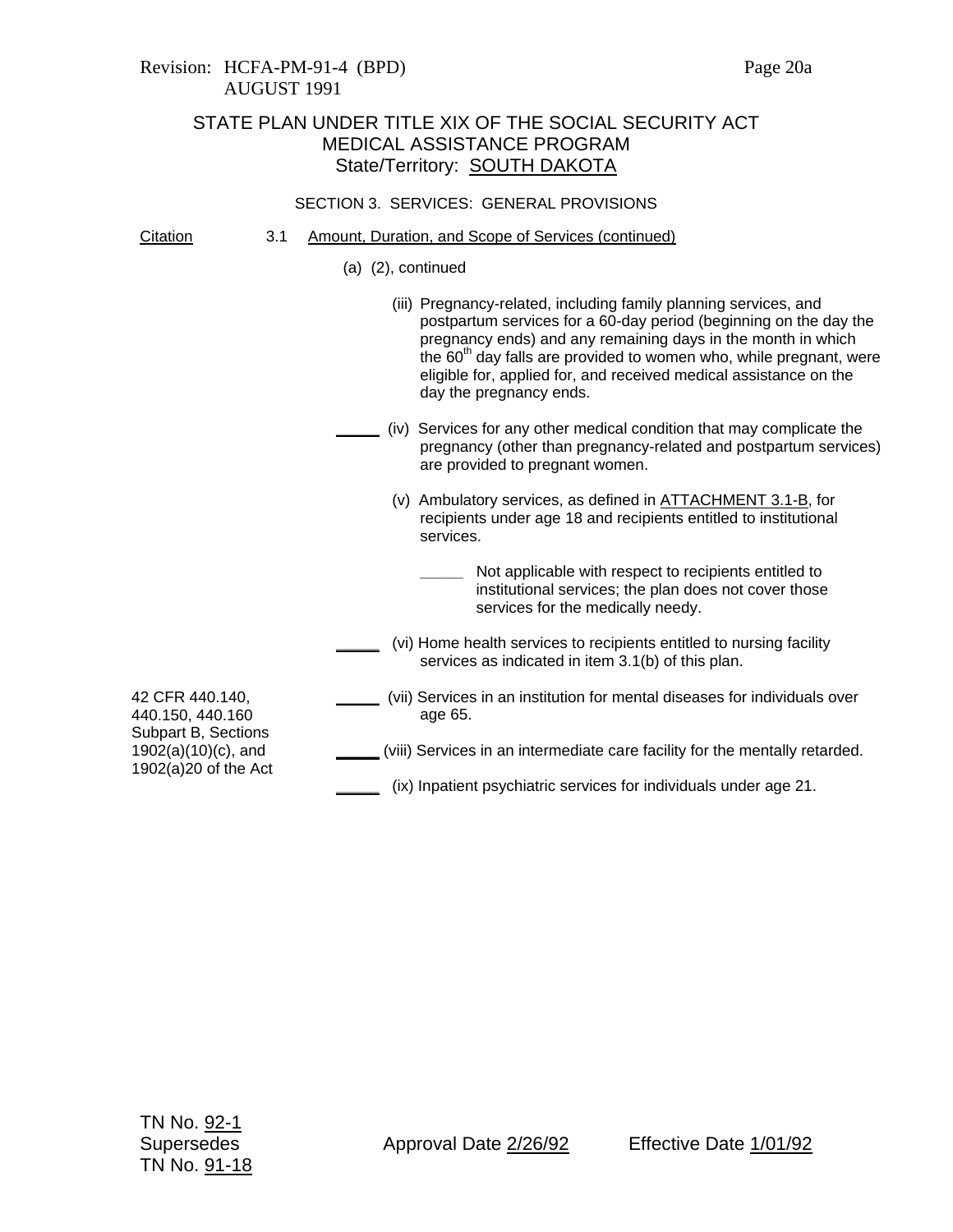Revision: HCFA-PM-91-4 (BPD)
AUGUST 1991

STATE PLAN UNDER TITLE XIX OF THE SOCIAL SECURITY ACT
MEDICAL ASSISTANCE PROGRAM
State/Territory: SOUTH DAKOTA

SECTION 3. SERVICES: GENERAL PROVISIONS

Citation 3.1 Amount, Duration, and Scope of Services (continued)

(a) (2), continued

(iii) Pregnancy-related, including family planning services, and postpartum services for a 60-day period (beginning on the day the pregnancy ends) and any remaining days in the month in which the 60th day falls are provided to women who, while pregnant, were eligible for, applied for, and received medical assistance on the day the pregnancy ends.

\_\_\_\_\_ (iv) Services for any other medical condition that may complicate the pregnancy (other than pregnancy-related and postpartum services) are provided to pregnant women.

(v) Ambulatory services, as defined in ATTACHMENT 3.1-B, for recipients under age 18 and recipients entitled to institutional services.

\_\_\_\_\_ Not applicable with respect to recipients entitled to institutional services; the plan does not cover those services for the medically needy.

\_\_\_\_\_ (vi) Home health services to recipients entitled to nursing facility services as indicated in item 3.1(b) of this plan.

42 CFR 440.140, 440.150, 440.160 Subpart B, Sections 1902(a)(10)(c), and 1902(a)20 of the Act

\_\_\_\_\_ (vii) Services in an institution for mental diseases for individuals over age 65.

\_\_\_\_\_ (viii) Services in an intermediate care facility for the mentally retarded.

\_\_\_\_\_ (ix) Inpatient psychiatric services for individuals under age 21.

TN No. 92-1
Supersedes
TN No. 91-18

Approval Date 2/26/92 Effective Date 1/01/92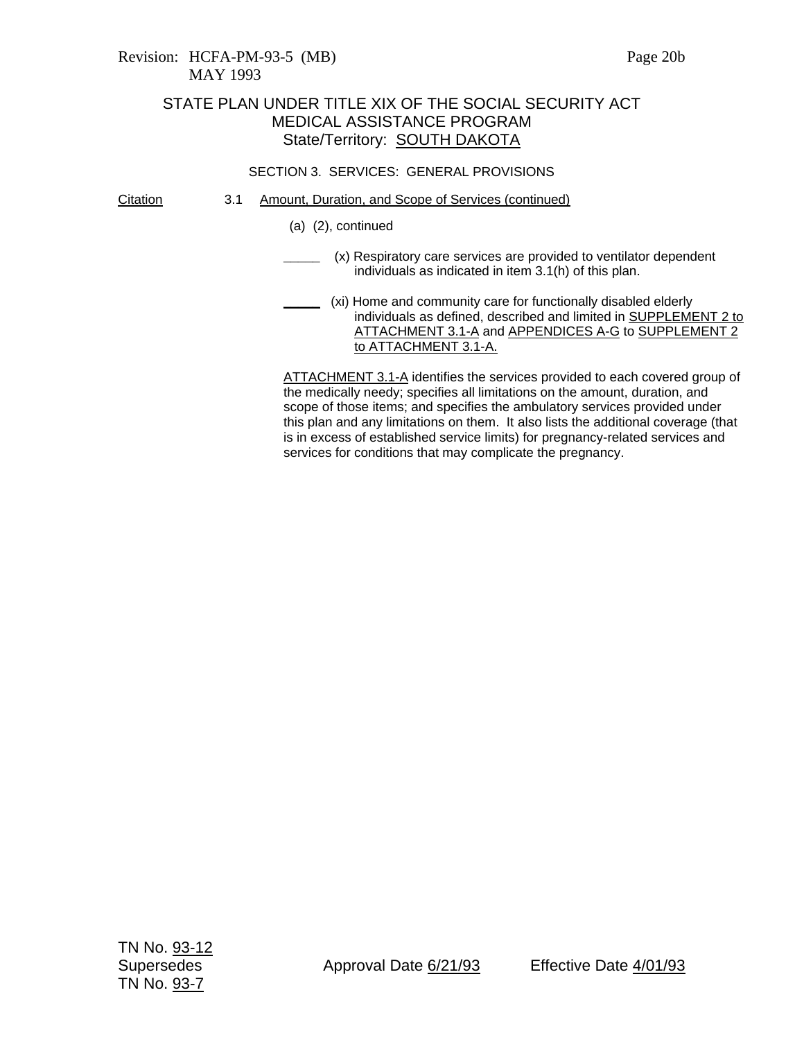STATE PLAN UNDER TITLE XIX OF THE SOCIAL SECURITY ACT
MEDICAL ASSISTANCE PROGRAM
State/Territory: SOUTH DAKOTA

SECTION 3. SERVICES: GENERAL PROVISIONS

Citation 3.1 Amount, Duration, and Scope of Services (continued)

(a) (2), continued

_____ (x) Respiratory care services are provided to ventilator dependent individuals as indicated in item 3.1(h) of this plan.

_____ (xi) Home and community care for functionally disabled elderly individuals as defined, described and limited in SUPPLEMENT 2 to ATTACHMENT 3.1-A and APPENDICES A-G to SUPPLEMENT 2 to ATTACHMENT 3.1-A.

ATTACHMENT 3.1-A identifies the services provided to each covered group of the medically needy; specifies all limitations on the amount, duration, and scope of those items; and specifies the ambulatory services provided under this plan and any limitations on them. It also lists the additional coverage (that is in excess of established service limits) for pregnancy-related services and services for conditions that may complicate the pregnancy.

TN No. 93-12
Supersedes
TN No. 93-7

Approval Date 6/21/93

Effective Date 4/01/93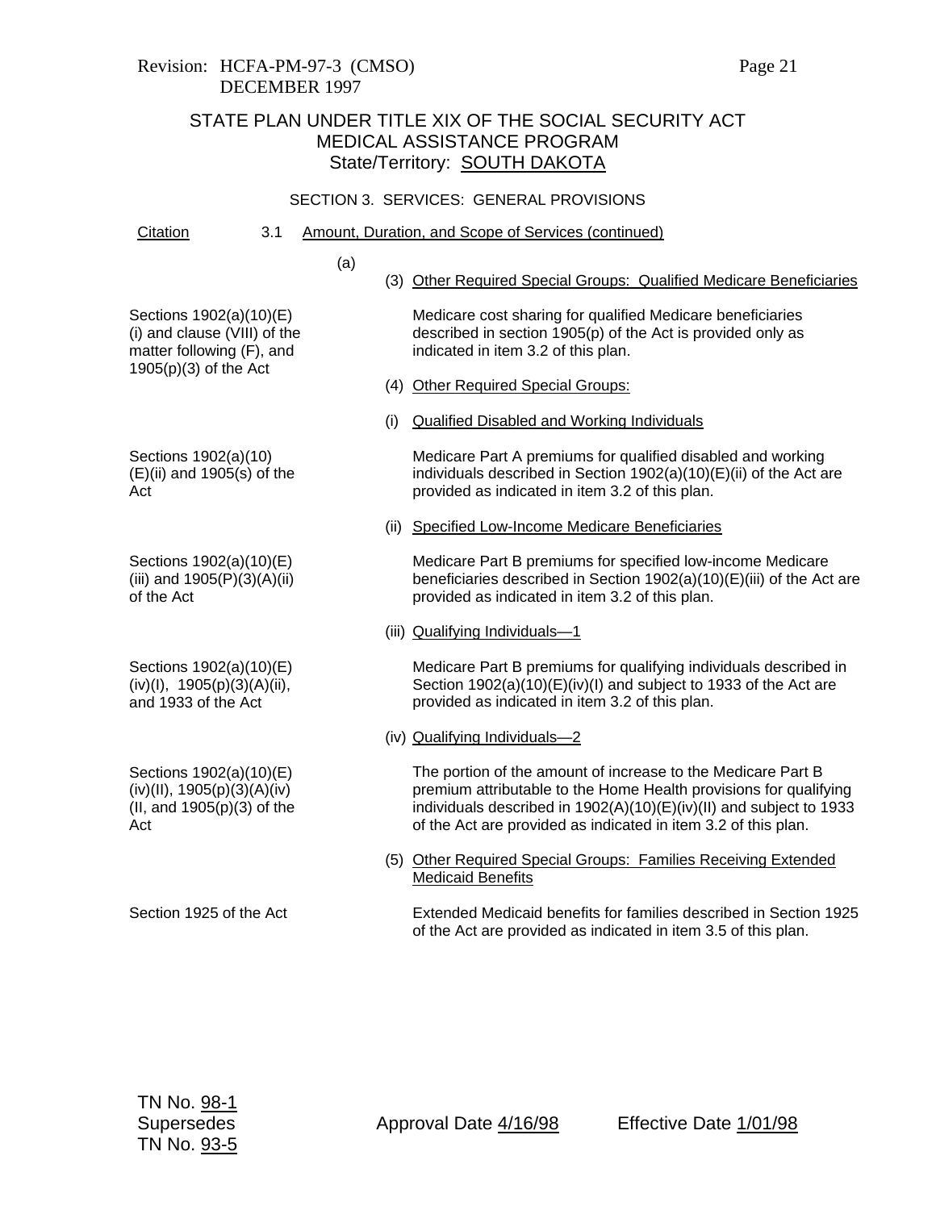STATE PLAN UNDER TITLE XIX OF THE SOCIAL SECURITY ACT
MEDICAL ASSISTANCE PROGRAM
State/Territory: SOUTH DAKOTA

SECTION 3. SERVICES: GENERAL PROVISIONS

Citation 3.1 Amount, Duration, and Scope of Services (continued)

(a)

(3) Other Required Special Groups: Qualified Medicare Beneficiaries

Sections 1902(a)(10)(E)(i) and clause (VIII) of the matter following (F), and 1905(p)(3) of the Act

Medicare cost sharing for qualified Medicare beneficiaries described in section 1905(p) of the Act is provided only as indicated in item 3.2 of this plan.

(4) Other Required Special Groups:

(i) Qualified Disabled and Working Individuals

Sections 1902(a)(10)(E)(ii) and 1905(s) of the Act

Medicare Part A premiums for qualified disabled and working individuals described in Section 1902(a)(10)(E)(ii) of the Act are provided as indicated in item 3.2 of this plan.

(ii) Specified Low-Income Medicare Beneficiaries

Sections 1902(a)(10)(E)(iii) and 1905(P)(3)(A)(ii) of the Act

Medicare Part B premiums for specified low-income Medicare beneficiaries described in Section 1902(a)(10)(E)(iii) of the Act are provided as indicated in item 3.2 of this plan.

(iii) Qualifying Individuals—1

Sections 1902(a)(10)(E)(iv)(I), 1905(p)(3)(A)(ii), and 1933 of the Act

Medicare Part B premiums for qualifying individuals described in Section 1902(a)(10)(E)(iv)(I) and subject to 1933 of the Act are provided as indicated in item 3.2 of this plan.

(iv) Qualifying Individuals—2

Sections 1902(a)(10)(E)(iv)(II), 1905(p)(3)(A)(iv)(II, and 1905(p)(3) of the Act

The portion of the amount of increase to the Medicare Part B premium attributable to the Home Health provisions for qualifying individuals described in 1902(A)(10)(E)(iv)(II) and subject to 1933 of the Act are provided as indicated in item 3.2 of this plan.

(5) Other Required Special Groups: Families Receiving Extended Medicaid Benefits

Section 1925 of the Act

Extended Medicaid benefits for families described in Section 1925 of the Act are provided as indicated in item 3.5 of this plan.

TN No. 98-1
Supersedes
TN No. 93-5

Approval Date 4/16/98 Effective Date 1/01/98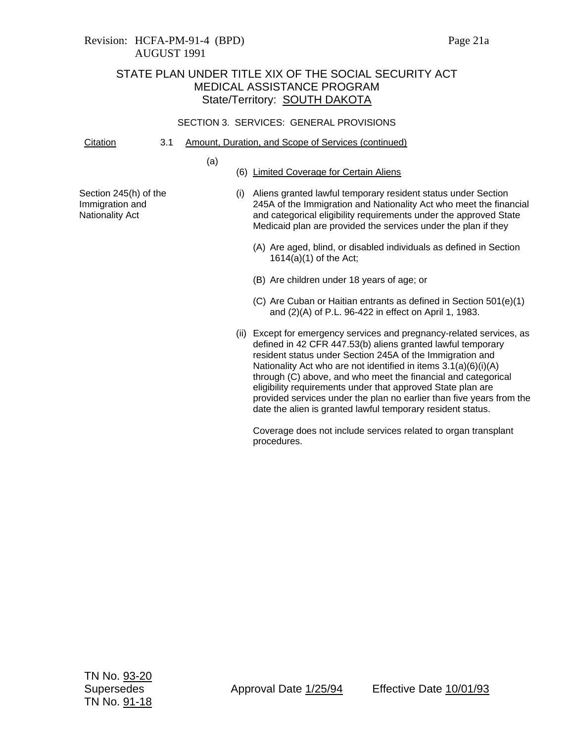Revision: HCFA-PM-91-4 (BPD)
AUGUST 1991

STATE PLAN UNDER TITLE XIX OF THE SOCIAL SECURITY ACT
MEDICAL ASSISTANCE PROGRAM
State/Territory: SOUTH DAKOTA

SECTION 3. SERVICES: GENERAL PROVISIONS

Citation 3.1 Amount, Duration, and Scope of Services (continued)

(a)

(6) Limited Coverage for Certain Aliens

Section 245(h) of the Immigration and Nationality Act

(i) Aliens granted lawful temporary resident status under Section 245A of the Immigration and Nationality Act who meet the financial and categorical eligibility requirements under the approved State Medicaid plan are provided the services under the plan if they

(A) Are aged, blind, or disabled individuals as defined in Section 1614(a)(1) of the Act;

(B) Are children under 18 years of age; or

(C) Are Cuban or Haitian entrants as defined in Section 501(e)(1) and (2)(A) of P.L. 96-422 in effect on April 1, 1983.

(ii) Except for emergency services and pregnancy-related services, as defined in 42 CFR 447.53(b) aliens granted lawful temporary resident status under Section 245A of the Immigration and Nationality Act who are not identified in items 3.1(a)(6)(i)(A) through (C) above, and who meet the financial and categorical eligibility requirements under that approved State plan are provided services under the plan no earlier than five years from the date the alien is granted lawful temporary resident status.

Coverage does not include services related to organ transplant procedures.

TN No. 93-20
Supersedes
TN No. 91-18

Approval Date 1/25/94

Effective Date 10/01/93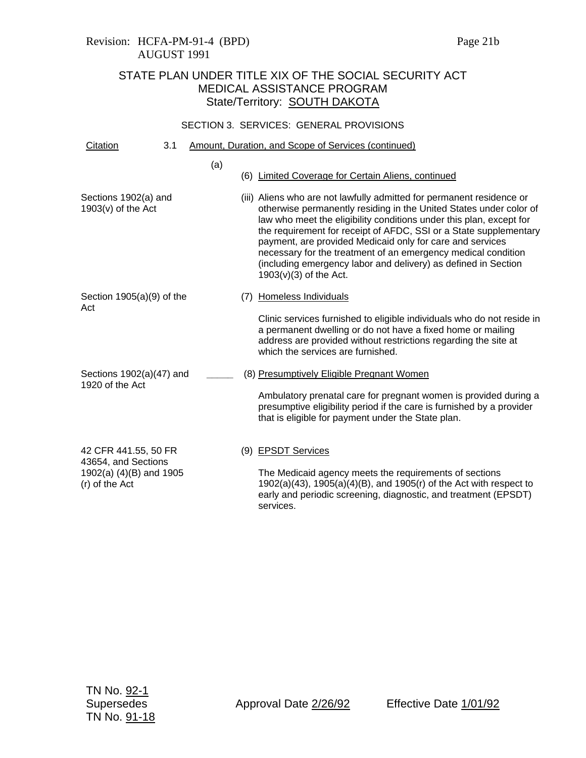Revision: HCFA-PM-91-4 (BPD)
AUGUST 1991

## STATE PLAN UNDER TITLE XIX OF THE SOCIAL SECURITY ACT
## MEDICAL ASSISTANCE PROGRAM
### State/Territory: SOUTH DAKOTA

#### SECTION 3. SERVICES: GENERAL PROVISIONS

| Citation | 3.1 Amount, Duration, and Scope of Services (continued) |
|---|---|
| | (a) (6) Limited Coverage for Certain Aliens, continued |
| Sections 1902(a) and 1903(v) of the Act | (iii) Aliens who are not lawfully admitted for permanent residence or otherwise permanently residing in the United States under color of law who meet the eligibility conditions under this plan, except for the requirement for receipt of AFDC, SSI or a State supplementary payment, are provided Medicaid only for care and services necessary for the treatment of an emergency medical condition (including emergency labor and delivery) as defined in Section 1903(v)(3) of the Act. |
| Section 1905(a)(9) of the Act | (7) Homeless Individuals<br><br>Clinic services furnished to eligible individuals who do not reside in a permanent dwelling or do not have a fixed home or mailing address are provided without restrictions regarding the site at which the services are furnished. |
| Sections 1902(a)(47) and 1920 of the Act | _____ (8) Presumptively Eligible Pregnant Women<br><br>Ambulatory prenatal care for pregnant women is provided during a presumptive eligibility period if the care is furnished by a provider that is eligible for payment under the State plan. |
| 42 CFR 441.55, 50 FR 43654, and Sections 1902(a) (4)(B) and 1905 (r) of the Act | (9) EPSDT Services<br><br>The Medicaid agency meets the requirements of sections 1902(a)(43), 1905(a)(4)(B), and 1905(r) of the Act with respect to early and periodic screening, diagnostic, and treatment (EPSDT) services. |

TN No. 92-1
Supersedes
TN No. 91-18

Approval Date 2/26/92    Effective Date 1/01/92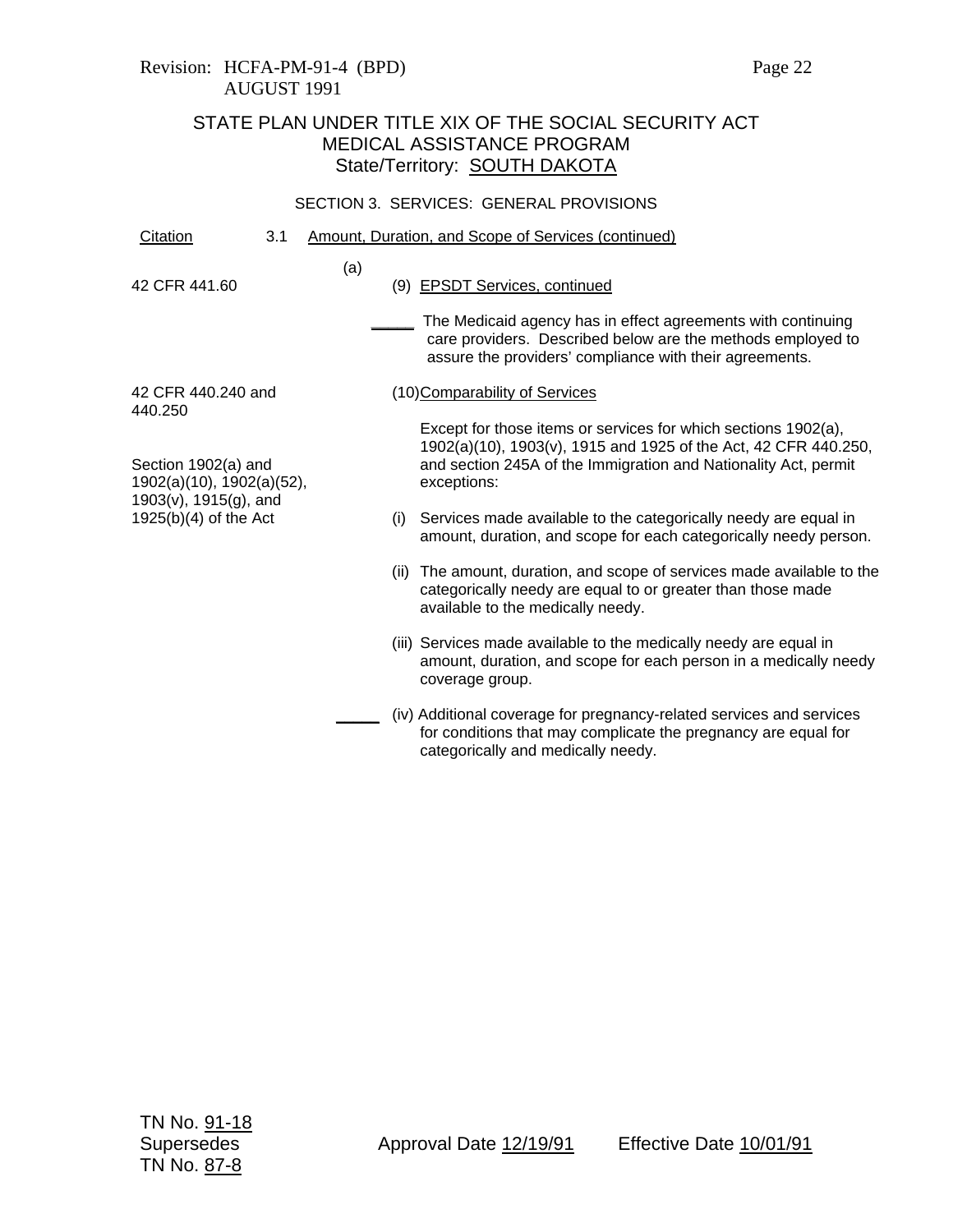Revision: HCFA-PM-91-4 (BPD)
AUGUST 1991

STATE PLAN UNDER TITLE XIX OF THE SOCIAL SECURITY ACT
MEDICAL ASSISTANCE PROGRAM
State/Territory: SOUTH DAKOTA

SECTION 3. SERVICES: GENERAL PROVISIONS

| Citation | 3.1 Amount, Duration, and Scope of Services (continued) |
|---|---|
| 42 CFR 441.60 | (a) (9) EPSDT Services, continued |
| | ____ The Medicaid agency has in effect agreements with continuing care providers. Described below are the methods employed to assure the providers' compliance with their agreements. |
| 42 CFR 440.240 and 440.250 | (10) Comparability of Services |
| Section 1902(a) and 1902(a)(10), 1902(a)(52), 1903(v), 1915(g), and 1925(b)(4) of the Act | Except for those items or services for which sections 1902(a), 1902(a)(10), 1903(v), 1915 and 1925 of the Act, 42 CFR 440.250, and section 245A of the Immigration and Nationality Act, permit exceptions: |
| | (i) Services made available to the categorically needy are equal in amount, duration, and scope for each categorically needy person. |
| | (ii) The amount, duration, and scope of services made available to the categorically needy are equal to or greater than those made available to the medically needy. |
| | (iii) Services made available to the medically needy are equal in amount, duration, and scope for each person in a medically needy coverage group. |
| | ____ (iv) Additional coverage for pregnancy-related services and services for conditions that may complicate the pregnancy are equal for categorically and medically needy. |

TN No. 91-18
Supersedes
TN No. 87-8

Approval Date 12/19/91 Effective Date 10/01/91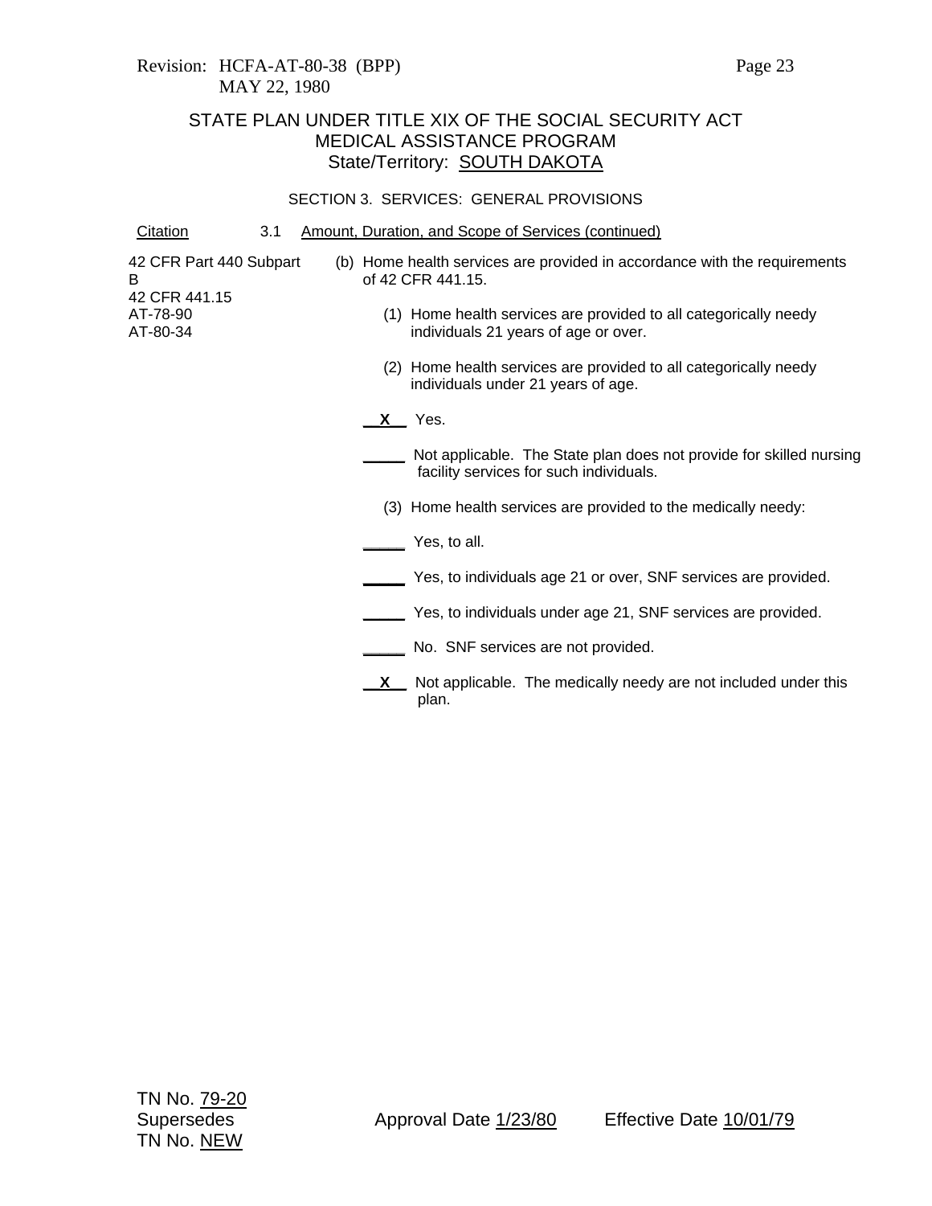Revision: HCFA-AT-80-38 (BPP)
MAY 22, 1980

# STATE PLAN UNDER TITLE XIX OF THE SOCIAL SECURITY ACT
## MEDICAL ASSISTANCE PROGRAM
State/Territory: SOUTH DAKOTA

### SECTION 3. SERVICES: GENERAL PROVISIONS

Citation — 3.1 Amount, Duration, and Scope of Services (continued)

42 CFR Part 440 Subpart B
42 CFR 441.15
AT-78-90
AT-80-34

(b) Home health services are provided in accordance with the requirements of 42 CFR 441.15.

(1) Home health services are provided to all categorically needy individuals 21 years of age or over.

(2) Home health services are provided to all categorically needy individuals under 21 years of age.

__X__ Yes.

_____ Not applicable. The State plan does not provide for skilled nursing facility services for such individuals.

(3) Home health services are provided to the medically needy:

_____ Yes, to all.

_____ Yes, to individuals age 21 or over, SNF services are provided.

_____ Yes, to individuals under age 21, SNF services are provided.

_____ No. SNF services are not provided.

__X__ Not applicable. The medically needy are not included under this plan.

TN No. 79-20
Supersedes
TN No. NEW

Approval Date 1/23/80 Effective Date 10/01/79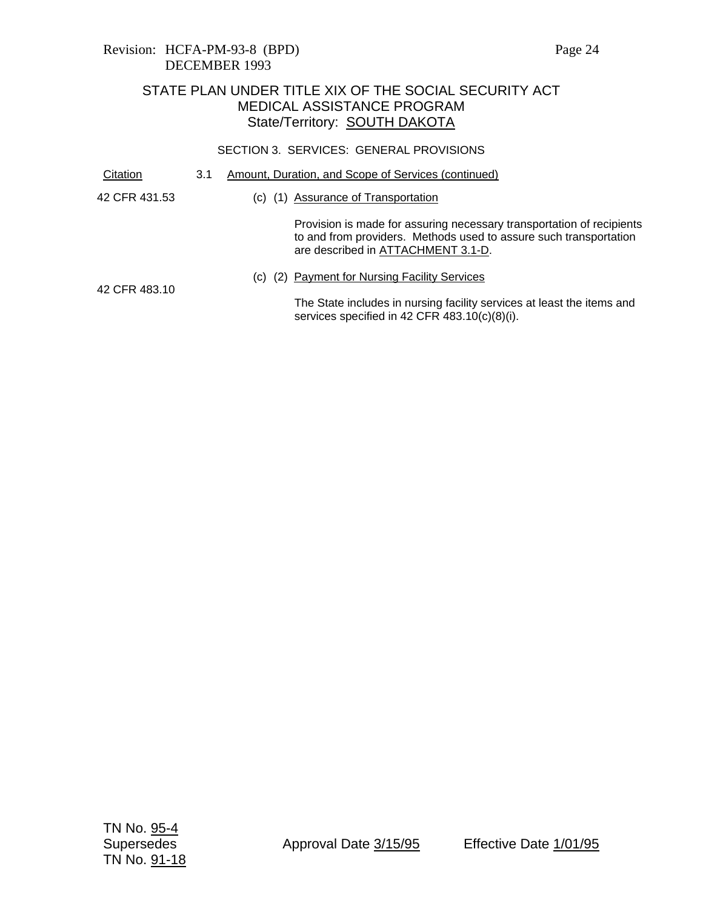Revision: HCFA-PM-93-8 (BPD)
DECEMBER 1993

STATE PLAN UNDER TITLE XIX OF THE SOCIAL SECURITY ACT
MEDICAL ASSISTANCE PROGRAM
State/Territory: SOUTH DAKOTA

SECTION 3. SERVICES: GENERAL PROVISIONS

| Citation | 3.1 Amount, Duration, and Scope of Services (continued) |
|---|---|
| 42 CFR 431.53 | (c) (1) Assurance of Transportation<br><br>Provision is made for assuring necessary transportation of recipients to and from providers. Methods used to assure such transportation are described in ATTACHMENT 3.1-D. |
| 42 CFR 483.10 | (c) (2) Payment for Nursing Facility Services<br><br>The State includes in nursing facility services at least the items and services specified in 42 CFR 483.10(c)(8)(i). |

TN No. 95-4
Supersedes
TN No. 91-18

Approval Date 3/15/95

Effective Date 1/01/95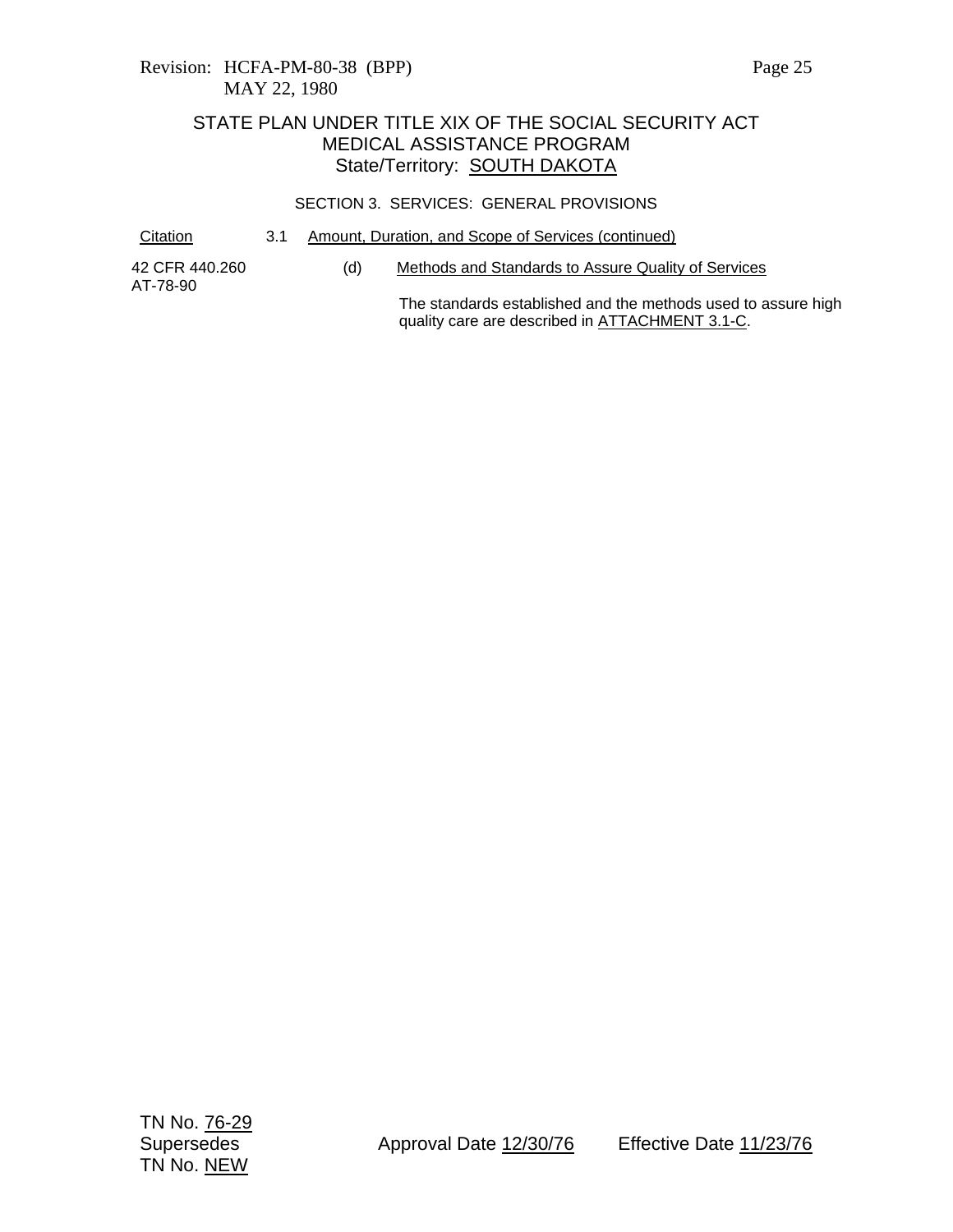Revision: HCFA-PM-80-38 (BPP)
MAY 22, 1980

# STATE PLAN UNDER TITLE XIX OF THE SOCIAL SECURITY ACT
## MEDICAL ASSISTANCE PROGRAM
### State/Territory: SOUTH DAKOTA

SECTION 3. SERVICES: GENERAL PROVISIONS

| Citation | 3.1 Amount, Duration, and Scope of Services (continued) |
|---|---|
| 42 CFR 440.260<br>AT-78-90 | (d) Methods and Standards to Assure Quality of Services<br><br>The standards established and the methods used to assure high quality care are described in ATTACHMENT 3.1-C. |

TN No. 76-29
Supersedes
TN No. NEW

Approval Date 12/30/76 Effective Date 11/23/76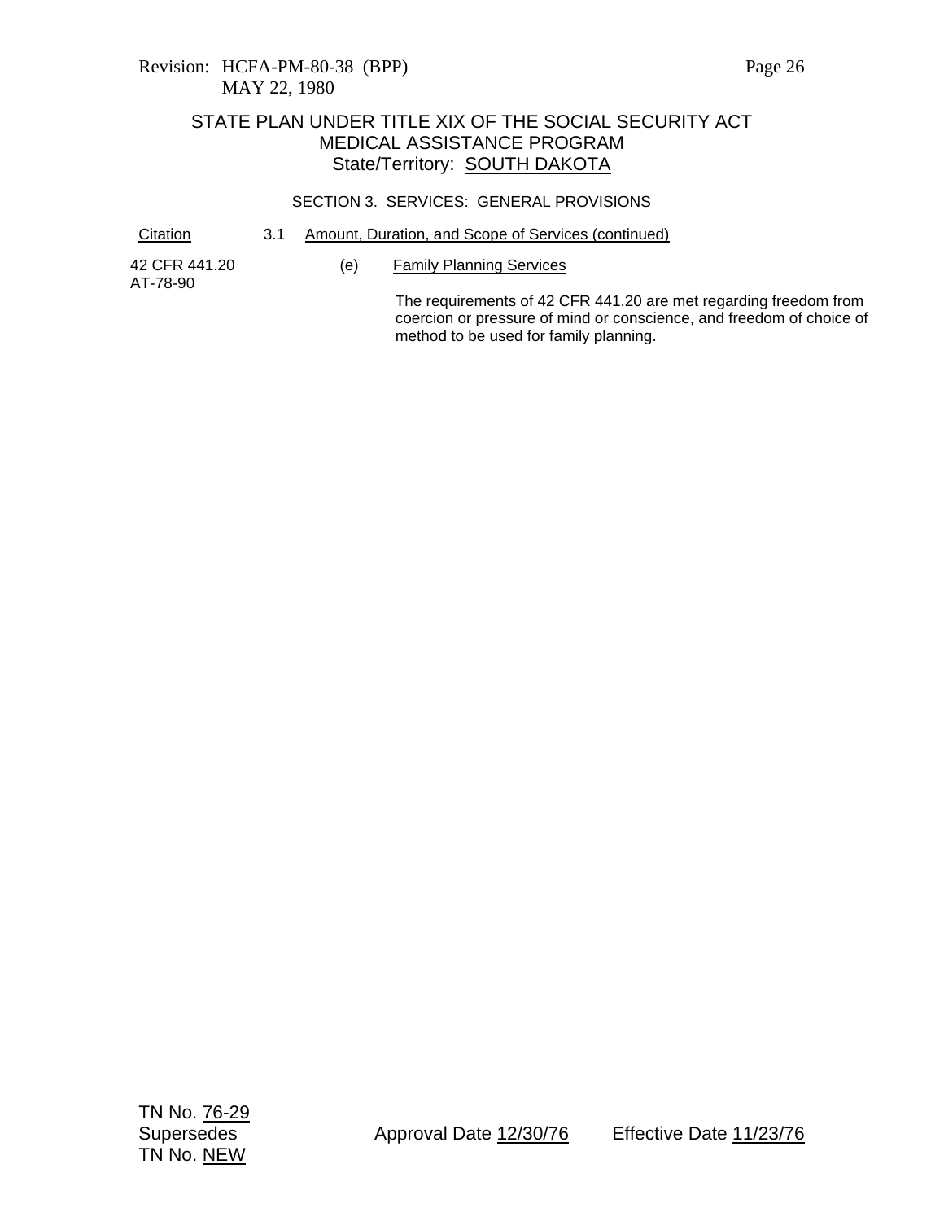Revision: HCFA-PM-80-38 (BPP)
MAY 22, 1980

## STATE PLAN UNDER TITLE XIX OF THE SOCIAL SECURITY ACT
## MEDICAL ASSISTANCE PROGRAM
## State/Territory: SOUTH DAKOTA

### SECTION 3. SERVICES: GENERAL PROVISIONS

| Citation | 3.1 Amount, Duration, and Scope of Services (continued) |
|---|---|
| 42 CFR 441.20<br>AT-78-90 | (e) Family Planning Services<br><br>The requirements of 42 CFR 441.20 are met regarding freedom from coercion or pressure of mind or conscience, and freedom of choice of method to be used for family planning. |

TN No. 76-29
Supersedes
TN No. NEW

Approval Date 12/30/76

Effective Date 11/23/76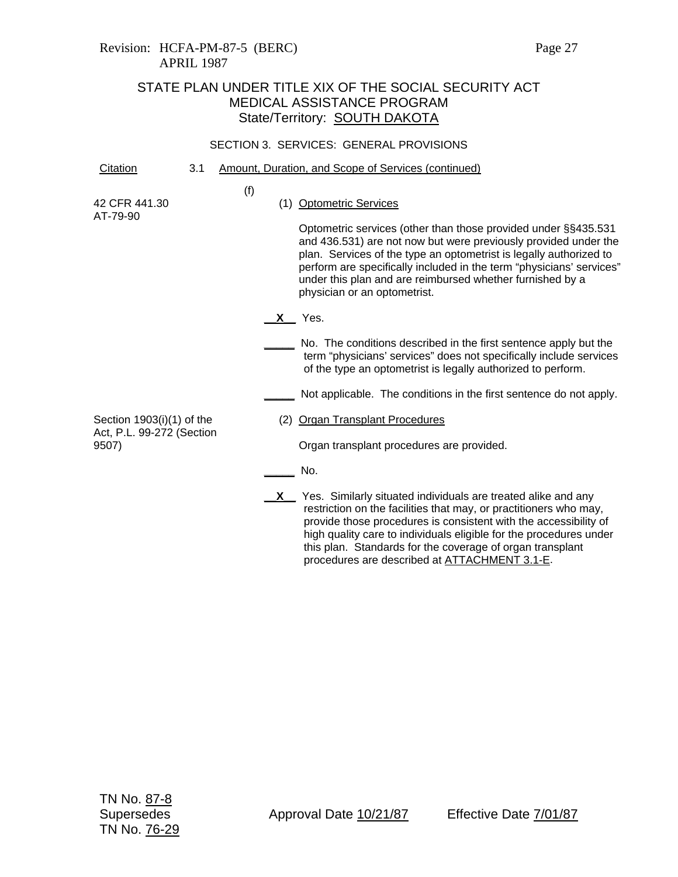Revision: HCFA-PM-87-5 (BERC)
APRIL 1987

# STATE PLAN UNDER TITLE XIX OF THE SOCIAL SECURITY ACT
## MEDICAL ASSISTANCE PROGRAM
### State/Territory: SOUTH DAKOTA

SECTION 3. SERVICES: GENERAL PROVISIONS

| Citation | 3.1 Amount, Duration, and Scope of Services (continued) |
|---|---|
| 42 CFR 441.30<br>AT-79-90 | (f)<br>(1) Optometric Services<br><br>Optometric services (other than those provided under §§435.531 and 436.531) are not now but were previously provided under the plan. Services of the type an optometrist is legally authorized to perform are specifically included in the term "physicians' services" under this plan and are reimbursed whether furnished by a physician or an optometrist.<br><br>__X__ Yes.<br><br>_____ No. The conditions described in the first sentence apply but the term "physicians' services" does not specifically include services of the type an optometrist is legally authorized to perform.<br><br>_____ Not applicable. The conditions in the first sentence do not apply. |
| Section 1903(i)(1) of the Act, P.L. 99-272 (Section 9507) | (2) Organ Transplant Procedures<br><br>Organ transplant procedures are provided.<br><br>_____ No.<br><br>__X__ Yes. Similarly situated individuals are treated alike and any restriction on the facilities that may, or practitioners who may, provide those procedures is consistent with the accessibility of high quality care to individuals eligible for the procedures under this plan. Standards for the coverage of organ transplant procedures are described at ATTACHMENT 3.1-E. |

TN No. 87-8
Supersedes
TN No. 76-29

Approval Date 10/21/87

Effective Date 7/01/87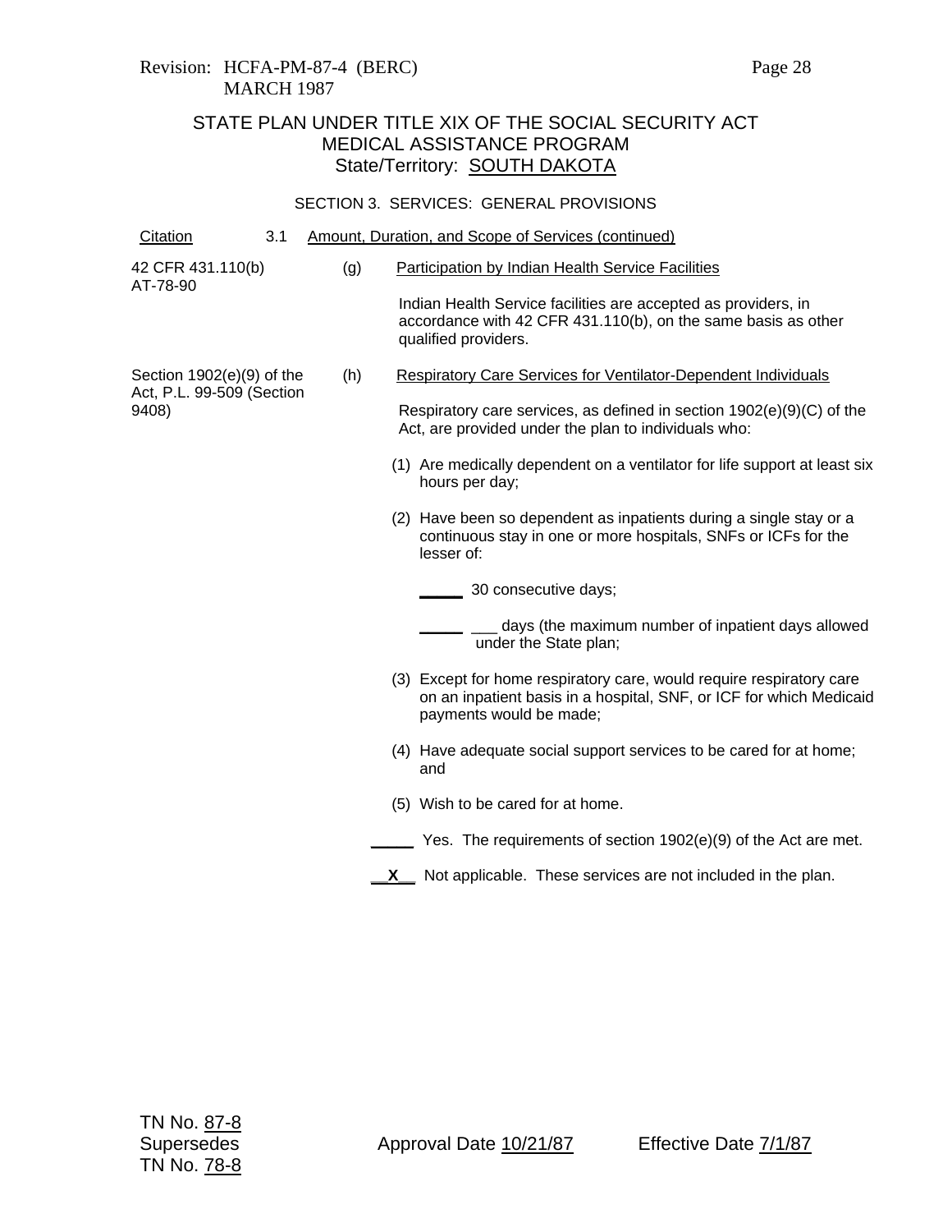STATE PLAN UNDER TITLE XIX OF THE SOCIAL SECURITY ACT
MEDICAL ASSISTANCE PROGRAM
State/Territory: SOUTH DAKOTA

SECTION 3. SERVICES: GENERAL PROVISIONS

| Citation | 3.1 Amount, Duration, and Scope of Services (continued) |
|---|---|
| 42 CFR 431.110(b) AT-78-90 | (g) Participation by Indian Health Service Facilities<br><br>Indian Health Service facilities are accepted as providers, in accordance with 42 CFR 431.110(b), on the same basis as other qualified providers. |
| Section 1902(e)(9) of the Act, P.L. 99-509 (Section 9408) | (h) Respiratory Care Services for Ventilator-Dependent Individuals<br><br>Respiratory care services, as defined in section 1902(e)(9)(C) of the Act, are provided under the plan to individuals who:<br><br>(1) Are medically dependent on a ventilator for life support at least six hours per day;<br><br>(2) Have been so dependent as inpatients during a single stay or a continuous stay in one or more hospitals, SNFs or ICFs for the lesser of:<br><br>_____ 30 consecutive days;<br><br>_____ ___ days (the maximum number of inpatient days allowed under the State plan;<br><br>(3) Except for home respiratory care, would require respiratory care on an inpatient basis in a hospital, SNF, or ICF for which Medicaid payments would be made;<br><br>(4) Have adequate social support services to be cared for at home; and<br><br>(5) Wish to be cared for at home.<br><br>_____ Yes. The requirements of section 1902(e)(9) of the Act are met.<br><br>__X__ Not applicable. These services are not included in the plan. |

TN No. 87-8
Supersedes
TN No. 78-8

Approval Date 10/21/87 Effective Date 7/1/87